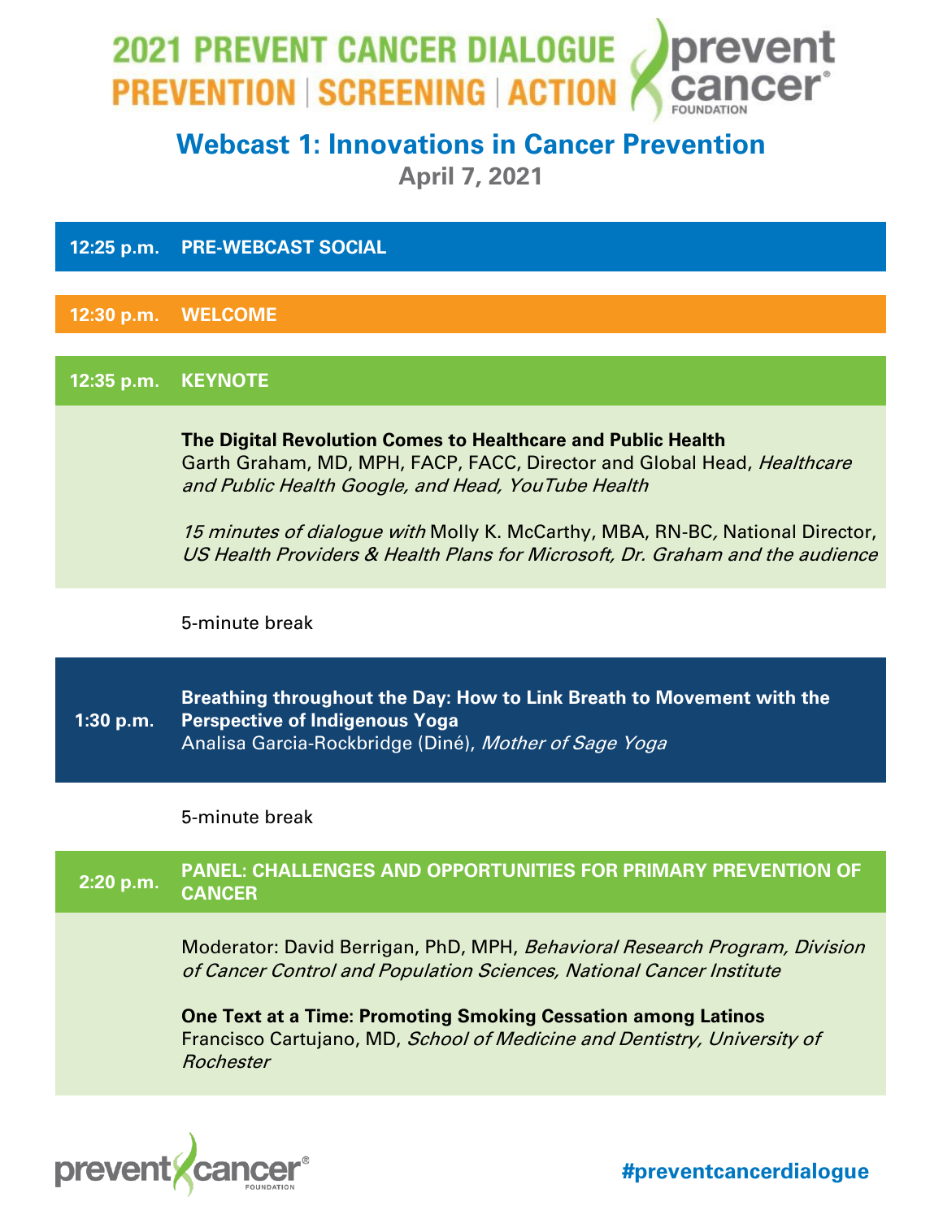# 2021 PREVENT CANCER DIALOGUE

## PREVENTION | SCREENING | ACTION

prevent cancer FOUNDATION

## Webcast 1: Innovations in Cancer Prevention

**April 7, 2021**

**12:25 p.m.** **PRE-WEBCAST SOCIAL**

**12:30 p.m.** **WELCOME**

**12:35 p.m.** **KEYNOTE**

**The Digital Revolution Comes to Healthcare and Public Health**
Garth Graham, MD, MPH, FACP, FACC, Director and Global Head, *Healthcare and Public Health Google, and Head, YouTube Health*

*15 minutes of dialogue with* Molly K. McCarthy, MBA, RN-BC, National Director, *US Health Providers & Health Plans for Microsoft, Dr. Graham and the audience*

5-minute break

**1:30 p.m.** **Breathing throughout the Day: How to Link Breath to Movement with the Perspective of Indigenous Yoga**
Analisa Garcia-Rockbridge (Diné), *Mother of Sage Yoga*

5-minute break

**2:20 p.m.** **PANEL: CHALLENGES AND OPPORTUNITIES FOR PRIMARY PREVENTION OF CANCER**

Moderator: David Berrigan, PhD, MPH, *Behavioral Research Program, Division of Cancer Control and Population Sciences, National Cancer Institute*

**One Text at a Time: Promoting Smoking Cessation among Latinos**
Francisco Cartujano, MD, *School of Medicine and Dentistry, University of Rochester*

prevent cancer FOUNDATION

#preventcancerdialogue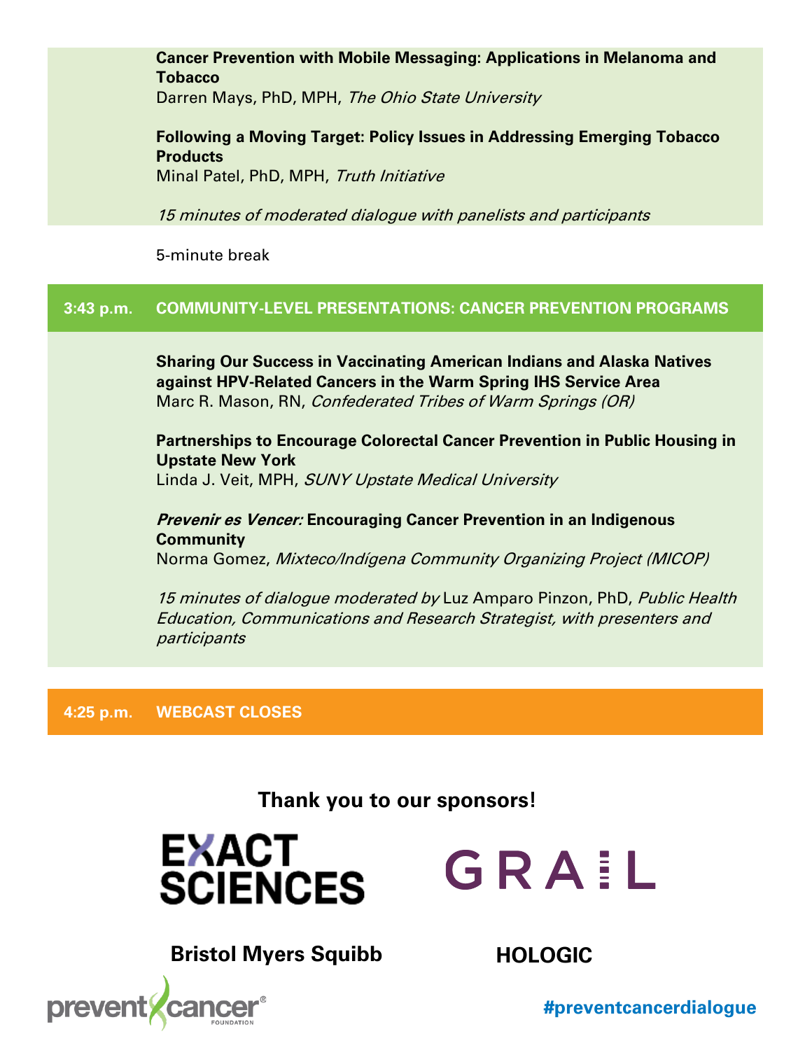**Cancer Prevention with Mobile Messaging: Applications in Melanoma and Tobacco**
Darren Mays, PhD, MPH, *The Ohio State University*

**Following a Moving Target: Policy Issues in Addressing Emerging Tobacco Products**
Minal Patel, PhD, MPH, *Truth Initiative*

*15 minutes of moderated dialogue with panelists and participants*

5-minute break

## 3:43 p.m. COMMUNITY-LEVEL PRESENTATIONS: CANCER PREVENTION PROGRAMS

**Sharing Our Success in Vaccinating American Indians and Alaska Natives against HPV-Related Cancers in the Warm Spring IHS Service Area**
Marc R. Mason, RN, *Confederated Tribes of Warm Springs (OR)*

**Partnerships to Encourage Colorectal Cancer Prevention in Public Housing in Upstate New York**
Linda J. Veit, MPH, *SUNY Upstate Medical University*

***Prevenir es Vencer:* Encouraging Cancer Prevention in an Indigenous Community**
Norma Gomez, *Mixteco/Indígena Community Organizing Project (MICOP)*

*15 minutes of dialogue moderated by* Luz Amparo Pinzon, PhD, *Public Health Education, Communications and Research Strategist, with presenters and participants*

## 4:25 p.m. WEBCAST CLOSES

**Thank you to our sponsors!**

EXACT SCIENCES

GRAIL

**Bristol Myers Squibb**

**HOLOGIC**

prevent cancer FOUNDATION

**#preventcancerdialogue**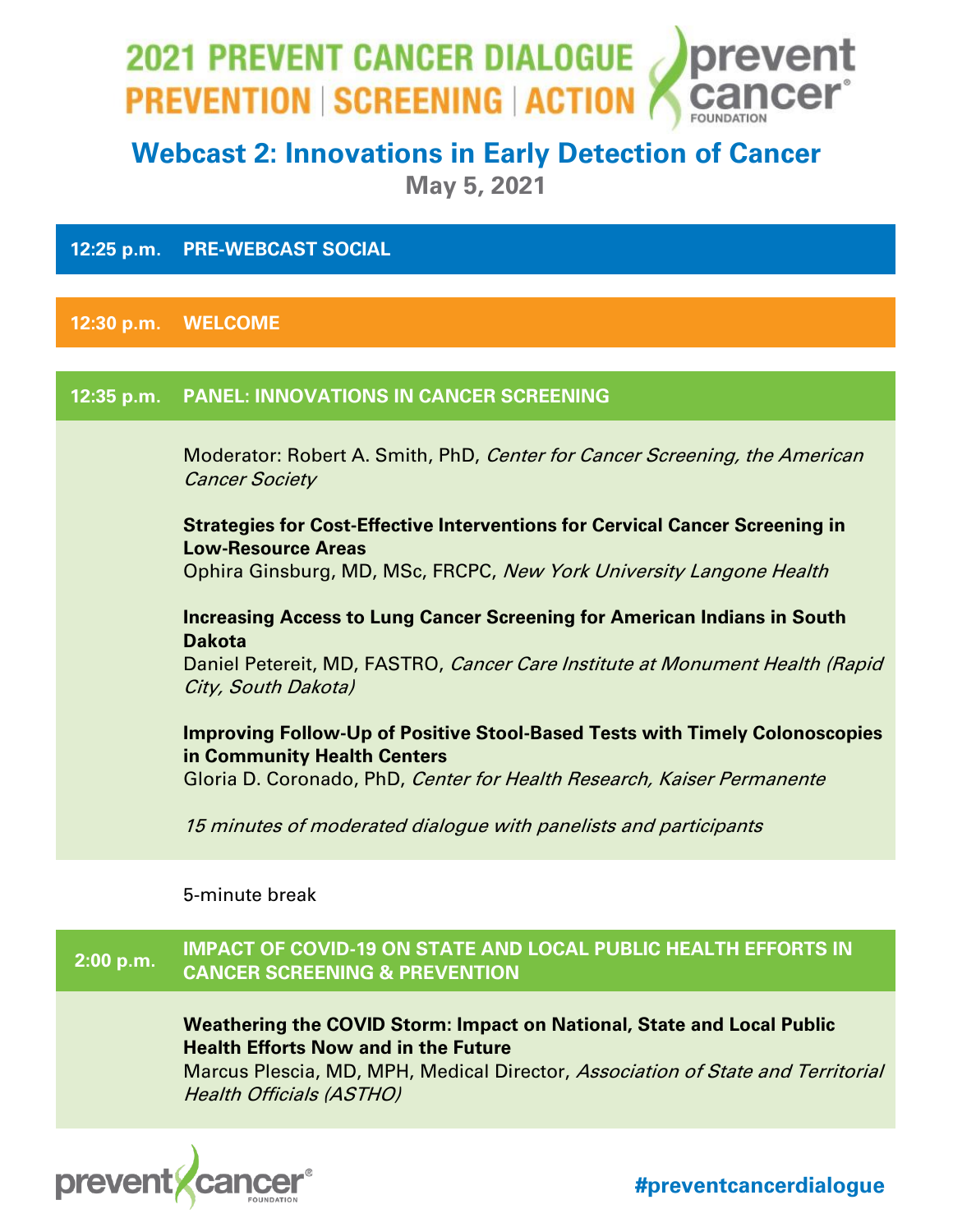# 2021 PREVENT CANCER DIALOGUE

## PREVENTION | SCREENING | ACTION

## Webcast 2: Innovations in Early Detection of Cancer

**May 5, 2021**

**12:25 p.m.** **PRE-WEBCAST SOCIAL**

**12:30 p.m.** **WELCOME**

**12:35 p.m.** **PANEL: INNOVATIONS IN CANCER SCREENING**

Moderator: Robert A. Smith, PhD, *Center for Cancer Screening, the American Cancer Society*

**Strategies for Cost-Effective Interventions for Cervical Cancer Screening in Low-Resource Areas**
Ophira Ginsburg, MD, MSc, FRCPC, *New York University Langone Health*

**Increasing Access to Lung Cancer Screening for American Indians in South Dakota**
Daniel Petereit, MD, FASTRO, *Cancer Care Institute at Monument Health (Rapid City, South Dakota)*

**Improving Follow-Up of Positive Stool-Based Tests with Timely Colonoscopies in Community Health Centers**
Gloria D. Coronado, PhD, *Center for Health Research, Kaiser Permanente*

*15 minutes of moderated dialogue with panelists and participants*

5-minute break

**2:00 p.m.** **IMPACT OF COVID-19 ON STATE AND LOCAL PUBLIC HEALTH EFFORTS IN CANCER SCREENING & PREVENTION**

**Weathering the COVID Storm: Impact on National, State and Local Public Health Efforts Now and in the Future**
Marcus Plescia, MD, MPH, Medical Director, *Association of State and Territorial Health Officials (ASTHO)*

#preventcancerdialogue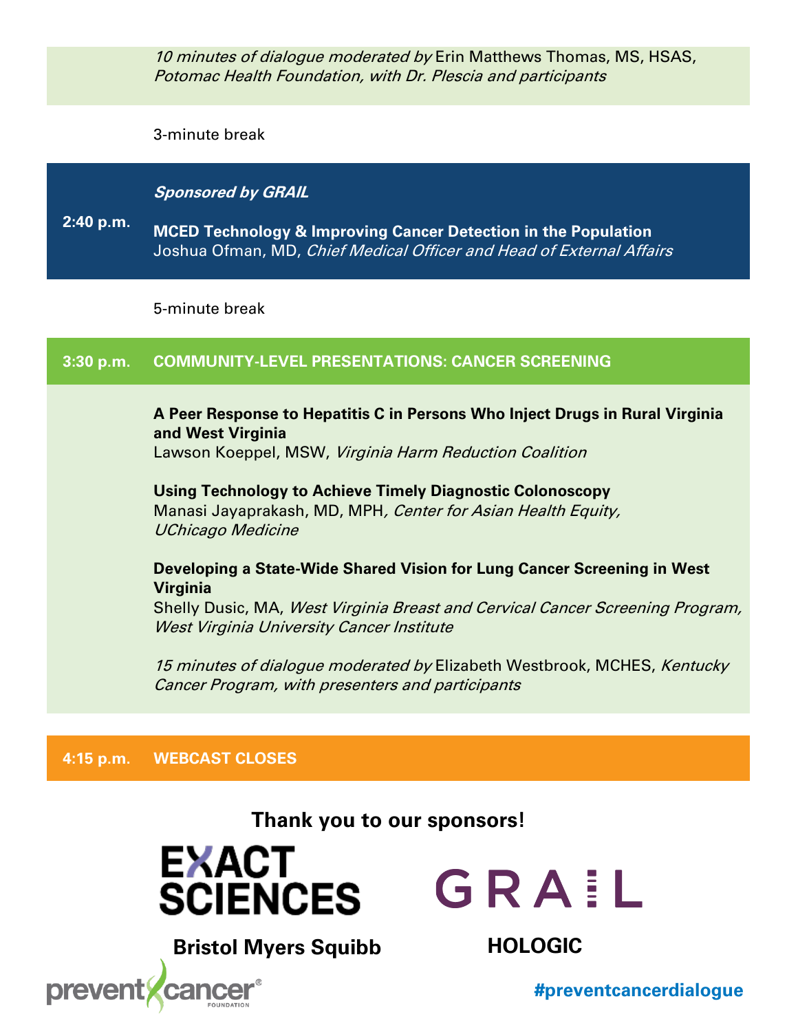*10 minutes of dialogue moderated by* Erin Matthews Thomas, MS, HSAS, *Potomac Health Foundation, with Dr. Plescia and participants*

3-minute break

***Sponsored by GRAIL***

**2:40 p.m.** **MCED Technology & Improving Cancer Detection in the Population**
Joshua Ofman, MD, *Chief Medical Officer and Head of External Affairs*

5-minute break

## 3:30 p.m. COMMUNITY-LEVEL PRESENTATIONS: CANCER SCREENING

**A Peer Response to Hepatitis C in Persons Who Inject Drugs in Rural Virginia and West Virginia**
Lawson Koeppel, MSW, *Virginia Harm Reduction Coalition*

**Using Technology to Achieve Timely Diagnostic Colonoscopy**
Manasi Jayaprakash, MD, MPH*, Center for Asian Health Equity, UChicago Medicine*

**Developing a State-Wide Shared Vision for Lung Cancer Screening in West Virginia**
Shelly Dusic, MA, *West Virginia Breast and Cervical Cancer Screening Program, West Virginia University Cancer Institute*

*15 minutes of dialogue moderated by* Elizabeth Westbrook, MCHES, *Kentucky Cancer Program, with presenters and participants*

## 4:15 p.m. WEBCAST CLOSES

**Thank you to our sponsors!**

EXACT SCIENCES

GRAIL

**Bristol Myers Squibb**

**HOLOGIC**

prevent cancer FOUNDATION

**#preventcancerdialogue**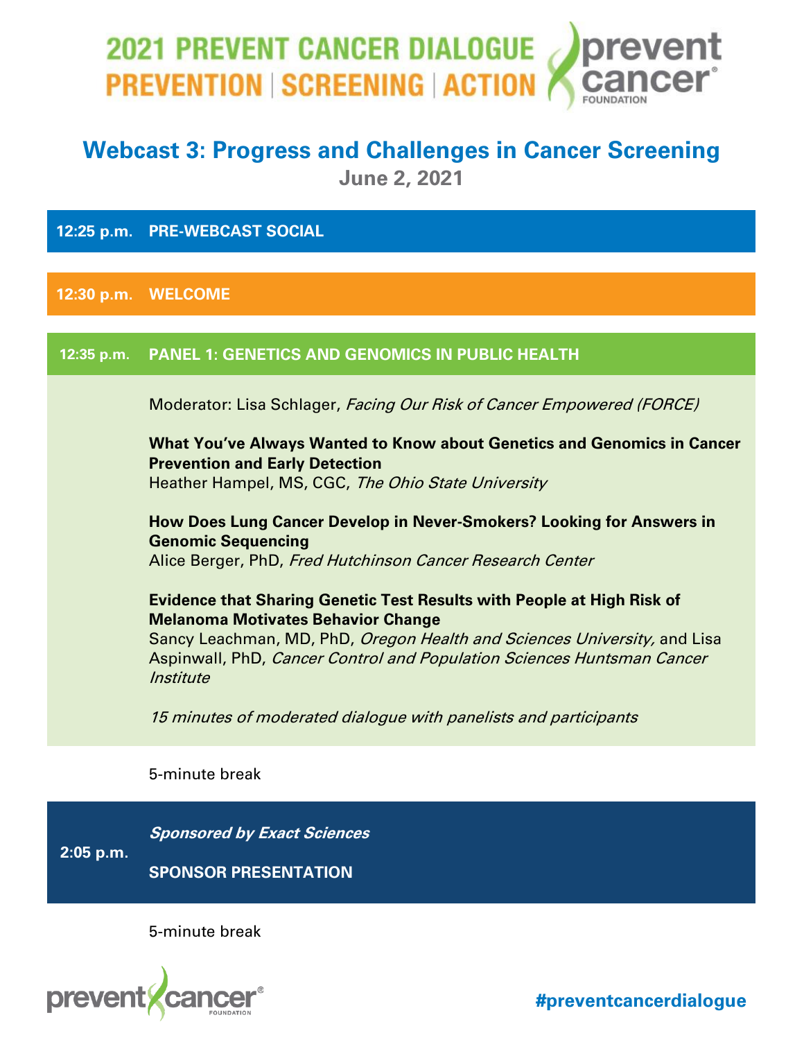# 2021 PREVENT CANCER DIALOGUE

## PREVENTION | SCREENING | ACTION

## Webcast 3: Progress and Challenges in Cancer Screening

**June 2, 2021**

**12:25 p.m.** **PRE-WEBCAST SOCIAL**

**12:30 p.m.** **WELCOME**

**12:35 p.m.** **PANEL 1: GENETICS AND GENOMICS IN PUBLIC HEALTH**

Moderator: Lisa Schlager, *Facing Our Risk of Cancer Empowered (FORCE)*

**What You've Always Wanted to Know about Genetics and Genomics in Cancer Prevention and Early Detection**
Heather Hampel, MS, CGC, *The Ohio State University*

**How Does Lung Cancer Develop in Never-Smokers? Looking for Answers in Genomic Sequencing**
Alice Berger, PhD, *Fred Hutchinson Cancer Research Center*

**Evidence that Sharing Genetic Test Results with People at High Risk of Melanoma Motivates Behavior Change**
Sancy Leachman, MD, PhD, *Oregon Health and Sciences University,* and Lisa Aspinwall, PhD, *Cancer Control and Population Sciences Huntsman Cancer Institute*

*15 minutes of moderated dialogue with panelists and participants*

5-minute break

**2:05 p.m.**

***Sponsored by Exact Sciences***

**SPONSOR PRESENTATION**

5-minute break

**#preventcancerdialogue**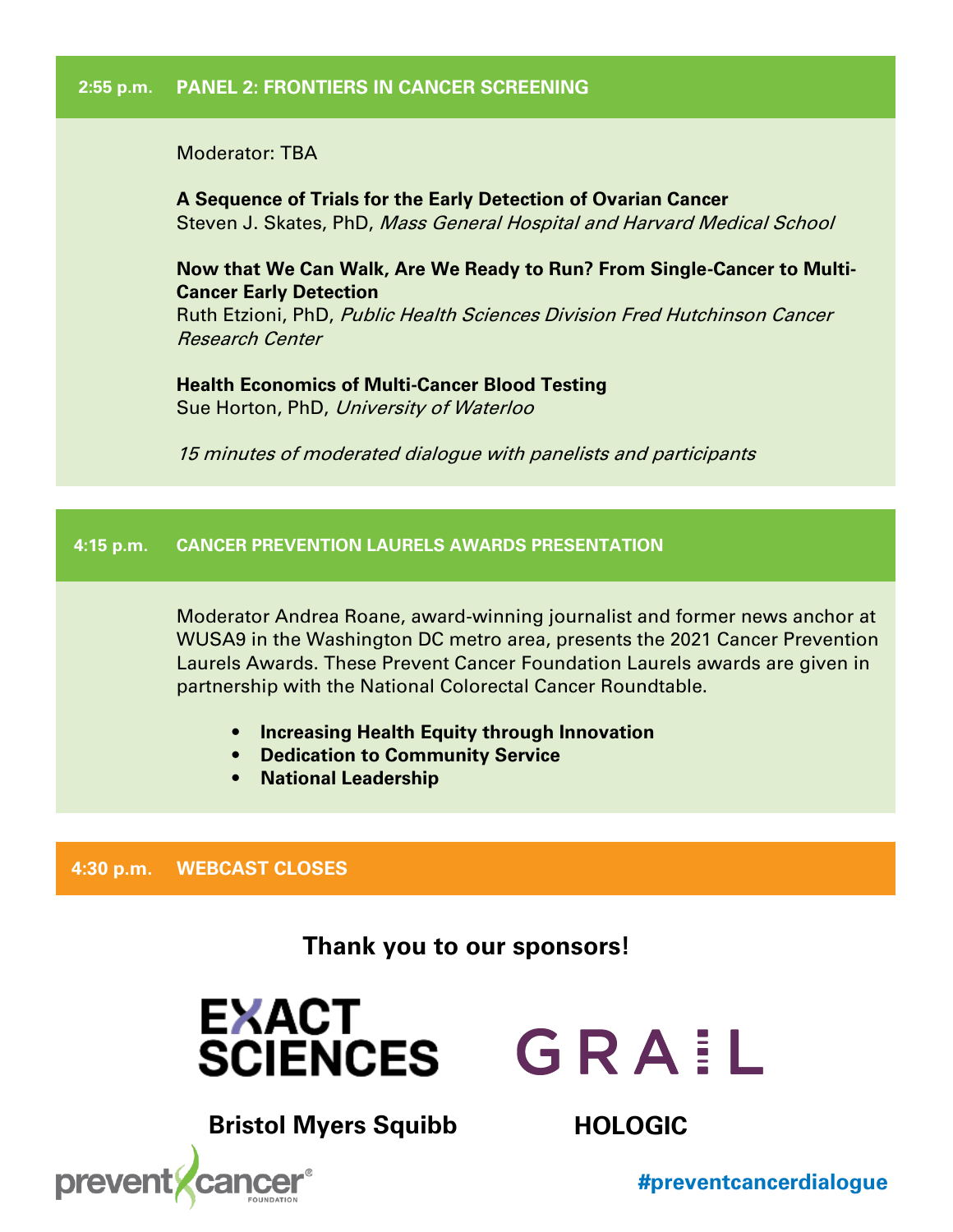## 2:55 p.m. PANEL 2: FRONTIERS IN CANCER SCREENING

Moderator: TBA

**A Sequence of Trials for the Early Detection of Ovarian Cancer**
Steven J. Skates, PhD, *Mass General Hospital and Harvard Medical School*

**Now that We Can Walk, Are We Ready to Run? From Single-Cancer to Multi-Cancer Early Detection**
Ruth Etzioni, PhD, *Public Health Sciences Division Fred Hutchinson Cancer Research Center*

**Health Economics of Multi-Cancer Blood Testing**
Sue Horton, PhD, *University of Waterloo*

*15 minutes of moderated dialogue with panelists and participants*

## 4:15 p.m. CANCER PREVENTION LAURELS AWARDS PRESENTATION

Moderator Andrea Roane, award-winning journalist and former news anchor at WUSA9 in the Washington DC metro area, presents the 2021 Cancer Prevention Laurels Awards. These Prevent Cancer Foundation Laurels awards are given in partnership with the National Colorectal Cancer Roundtable.

- **Increasing Health Equity through Innovation**
- **Dedication to Community Service**
- **National Leadership**

## 4:30 p.m. WEBCAST CLOSES

**Thank you to our sponsors!**

EXACT SCIENCES

GRAIL

**Bristol Myers Squibb**

**HOLOGIC**

prevent cancer FOUNDATION

**#preventcancerdialogue**